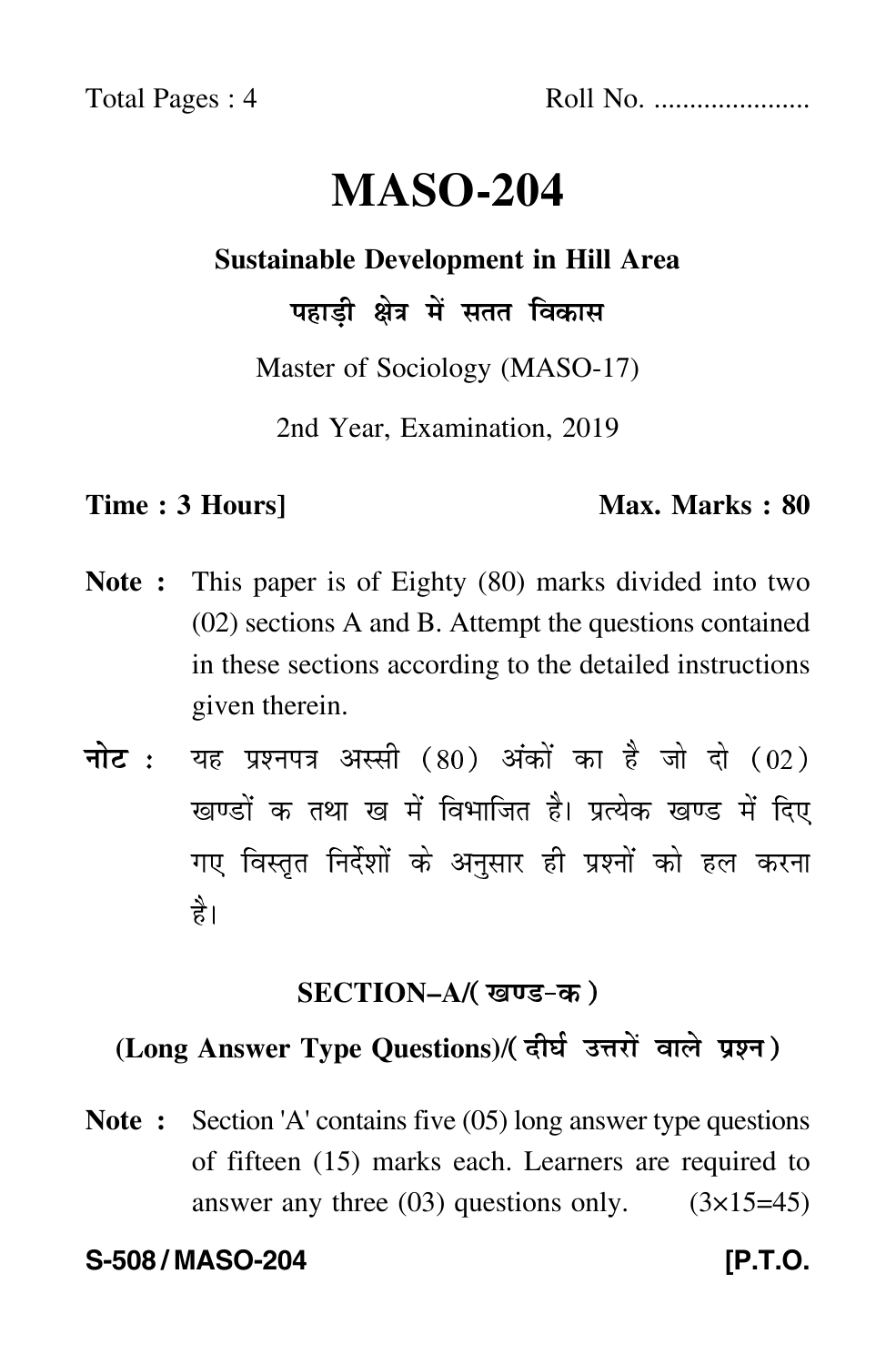Roll No. .....................

# MASO-204

## Sustainable Development in Hill Area

## पहाड़ी क्षेत्र में सतत विकास

Master of Sociology (MASO-17)

2nd Year, Examination, 2019

**Time : 3 Hours]** **Max. Marks : 80**

**Note :** This paper is of Eighty (80) marks divided into two (02) sections A and B. Attempt the questions contained in these sections according to the detailed instructions given therein.

**नोट :** यह प्रश्नपत्र अस्सी (80) अंकों का है जो दो (02) खण्डों क तथा ख में विभाजित है। प्रत्येक खण्ड में दिए गए विस्तृत निर्देशों के अनुसार ही प्रश्नों को हल करना है।

### SECTION–A/(खण्ड-क)

### (Long Answer Type Questions)/(दीर्घ उत्तरों वाले प्रश्न)

**Note :** Section 'A' contains five (05) long answer type questions of fifteen (15) marks each. Learners are required to answer any three (03) questions only. (3×15=45)

**S-508 / MASO-204** **[P.T.O.**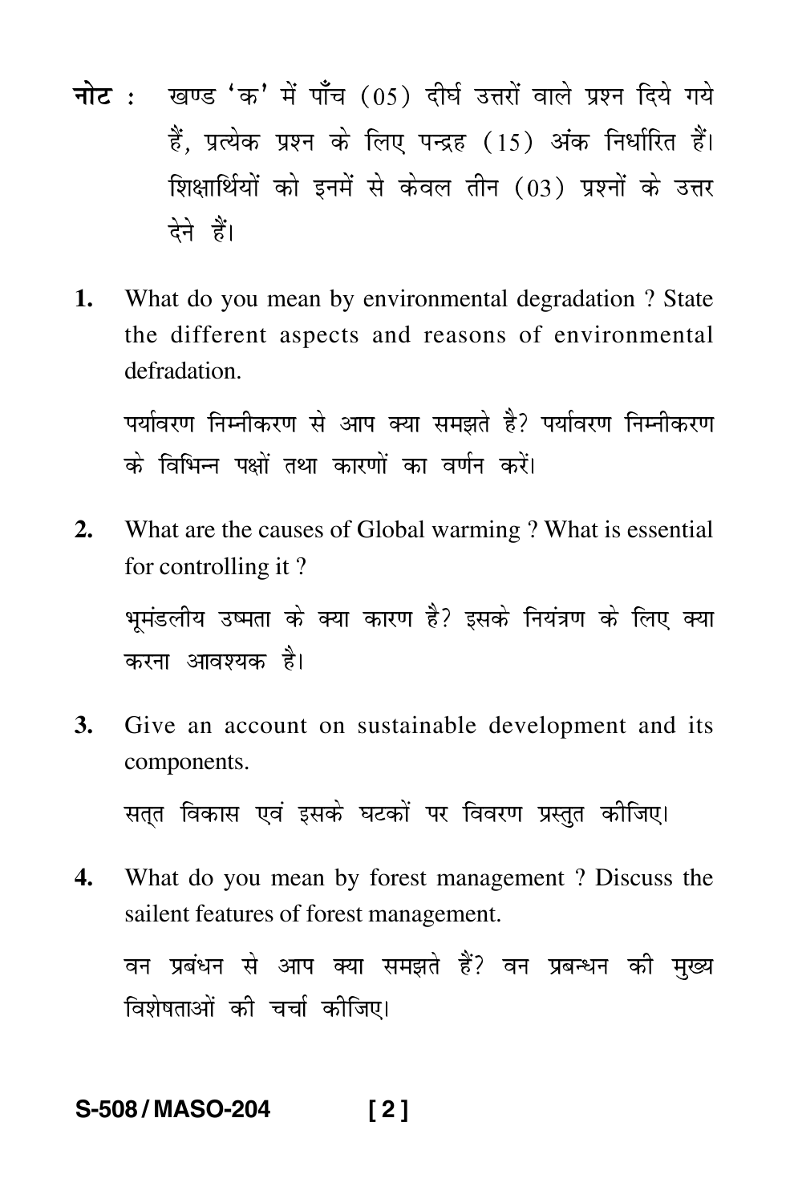**नोट :** खण्ड 'क' में पाँच (05) दीर्घ उत्तरों वाले प्रश्न दिये गये हैं, प्रत्येक प्रश्न के लिए पन्द्रह (15) अंक निर्धारित हैं। शिक्षार्थियों को इनमें से केवल तीन (03) प्रश्नों के उत्तर देने हैं।

**1.** What do you mean by environmental degradation ? State the different aspects and reasons of environmental defradation.

पर्यावरण निम्नीकरण से आप क्या समझते है? पर्यावरण निम्नीकरण के विभिन्न पक्षों तथा कारणों का वर्णन करें।

**2.** What are the causes of Global warming ? What is essential for controlling it ?

भूमंडलीय उष्मता के क्या कारण है? इसके नियंत्रण के लिए क्या करना आवश्यक है।

**3.** Give an account on sustainable development and its components.

सतत विकास एवं इसके घटकों पर विवरण प्रस्तुत कीजिए।

**4.** What do you mean by forest management ? Discuss the sailent features of forest management.

वन प्रबंधन से आप क्या समझते हैं? वन प्रबन्धन की मुख्य विशेषताओं की चर्चा कीजिए।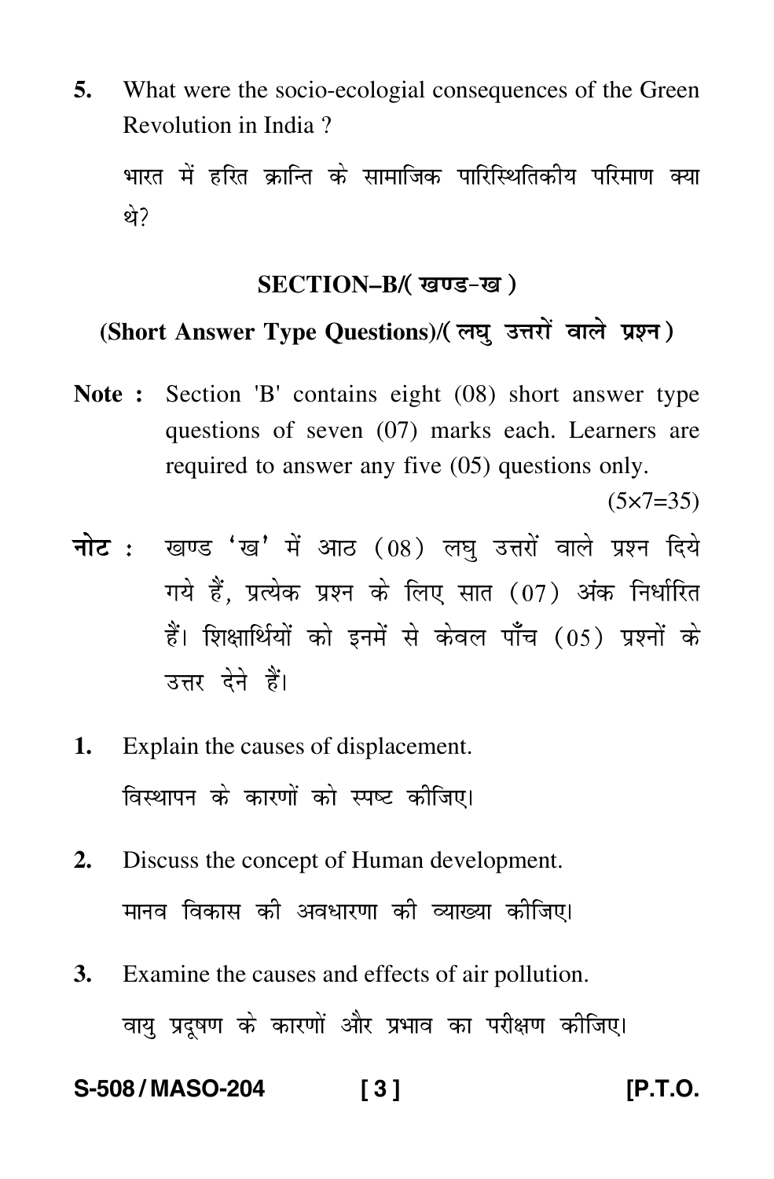5. What were the socio-ecologial consequences of the Green Revolution in India ?

भारत में हरित क्रान्ति के सामाजिक पारिस्थितिकीय परिमाण क्या थे?

## SECTION–B/( खण्ड–ख )

### (Short Answer Type Questions)/( लघु उत्तरों वाले प्रश्न )

**Note :** Section 'B' contains eight (08) short answer type questions of seven (07) marks each. Learners are required to answer any five (05) questions only.

(5×7=35)

**नोट :** खण्ड 'ख' में आठ (08) लघु उत्तरों वाले प्रश्न दिये गये हैं, प्रत्येक प्रश्न के लिए सात (07) अंक निर्धारित हैं। शिक्षार्थियों को इनमें से केवल पाँच (05) प्रश्नों के उत्तर देने हैं।

1. Explain the causes of displacement.

   विस्थापन के कारणों को स्पष्ट कीजिए।

2. Discuss the concept of Human development.

   मानव विकास की अवधारणा की व्याख्या कीजिए।

3. Examine the causes and effects of air pollution.

   वायु प्रदूषण के कारणों और प्रभाव का परीक्षण कीजिए।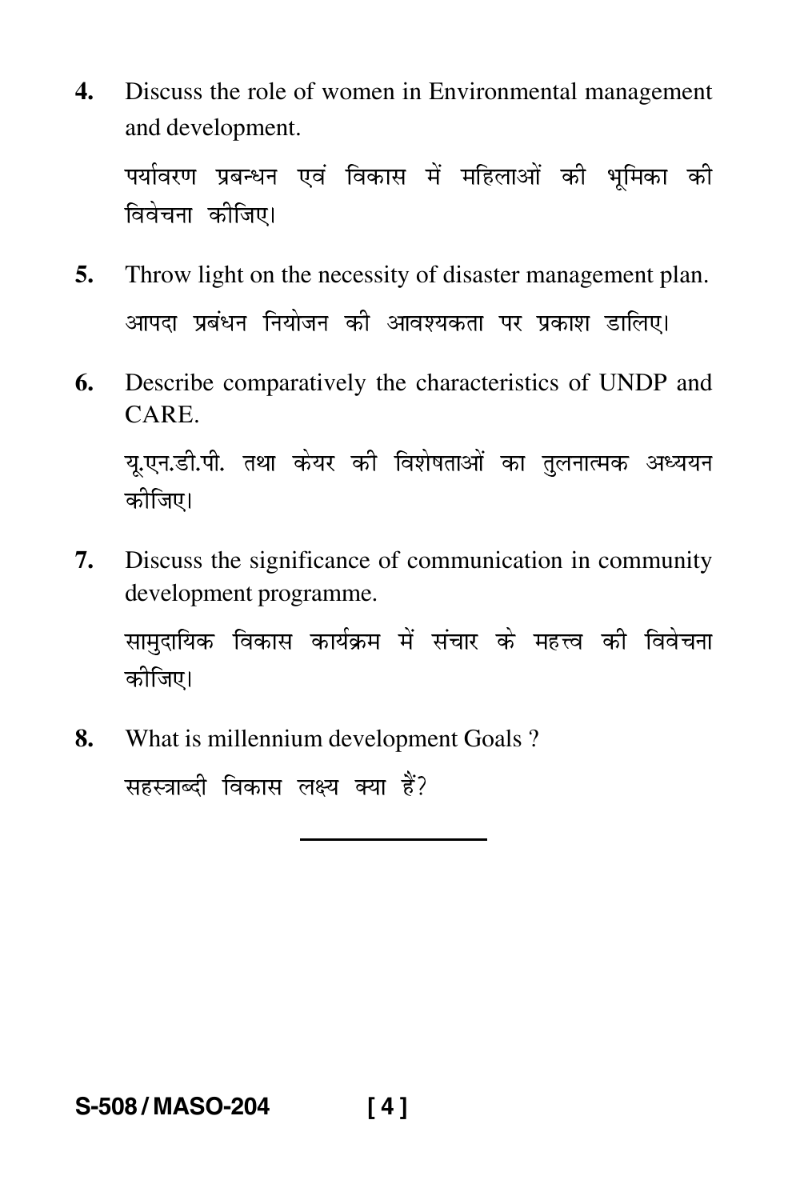4. Discuss the role of women in Environmental management and development.

   पर्यावरण प्रबन्धन एवं विकास में महिलाओं की भूमिका की विवेचना कीजिए।

5. Throw light on the necessity of disaster management plan.

   आपदा प्रबंधन नियोजन की आवश्यकता पर प्रकाश डालिए।

6. Describe comparatively the characteristics of UNDP and CARE.

   यू.एन.डी.पी. तथा केयर की विशेषताओं का तुलनात्मक अध्ययन कीजिए।

7. Discuss the significance of communication in community development programme.

   सामुदायिक विकास कार्यक्रम में संचार के महत्त्व की विवेचना कीजिए।

8. What is millennium development Goals ?

   सहस्त्राब्दी विकास लक्ष्य क्या हैं?